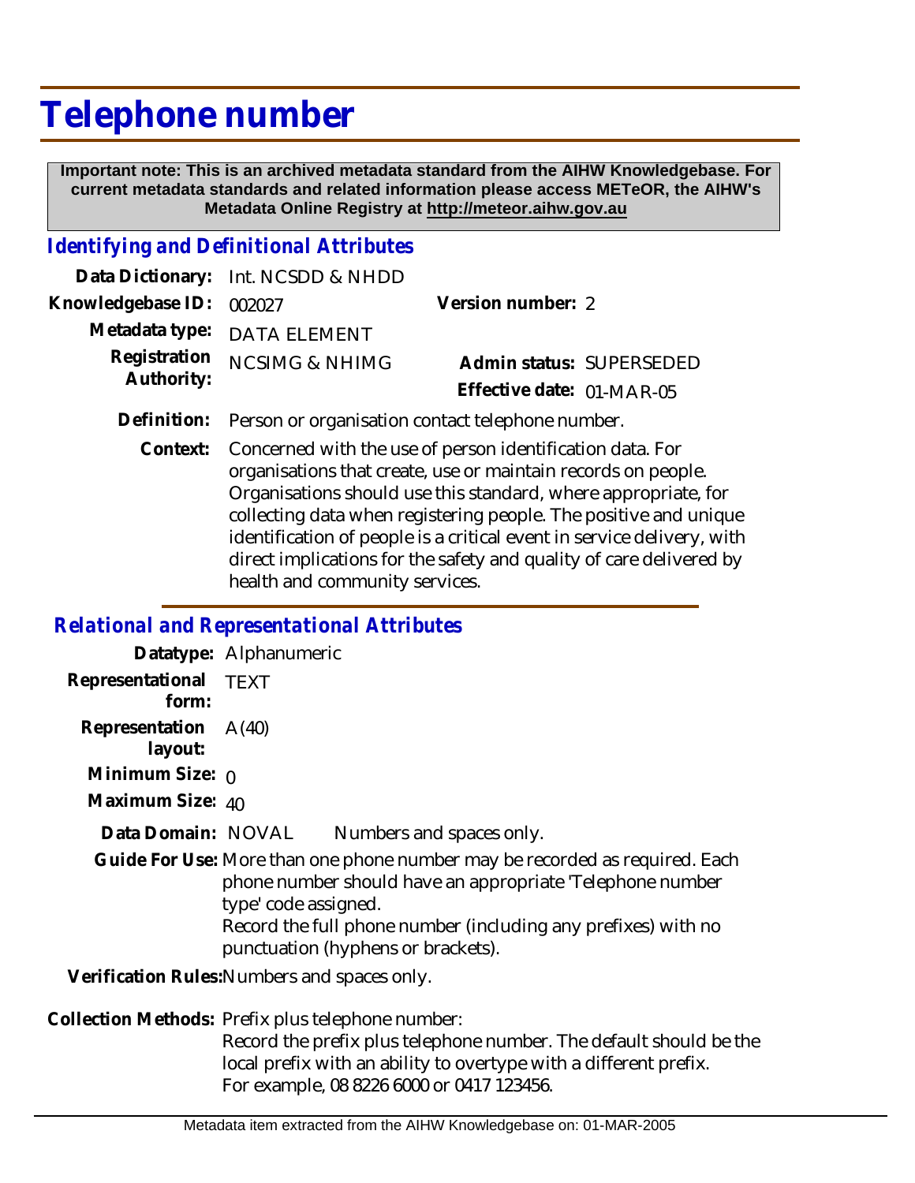# Telephone number

**Important note: This is an archived metadata standard from the AIHW Knowledgebase. For current metadata standards and related information please access METeOR, the AIHW's Metadata Online Registry at http://meteor.aihw.gov.au**

## *Identifying and Definitional Attributes*

**Data Dictionary:** Int. NCSDD & NHDD

**Knowledgebase ID:** 002027

**Version number:** 2

**Metadata type:** DATA ELEMENT

**Registration Authority:** NCSIMG & NHIMG

**Admin status:** SUPERSEDED

**Effective date:** 01-MAR-05

**Definition:** Person or organisation contact telephone number.

**Context:** Concerned with the use of person identification data. For organisations that create, use or maintain records on people. Organisations should use this standard, where appropriate, for collecting data when registering people. The positive and unique identification of people is a critical event in service delivery, with direct implications for the safety and quality of care delivered by health and community services.

## *Relational and Representational Attributes*

**Datatype:** Alphanumeric

**Representational form:** TEXT

**Representation layout:** A(40)

**Minimum Size:** 0

**Maximum Size:** 40

**Data Domain:** NOVAL Numbers and spaces only.

**Guide For Use:** More than one phone number may be recorded as required. Each phone number should have an appropriate 'Telephone number type' code assigned.
Record the full phone number (including any prefixes) with no punctuation (hyphens or brackets).

**Verification Rules:** Numbers and spaces only.

**Collection Methods:** Prefix plus telephone number:
Record the prefix plus telephone number. The default should be the local prefix with an ability to overtype with a different prefix.
For example, 08 8226 6000 or 0417 123456.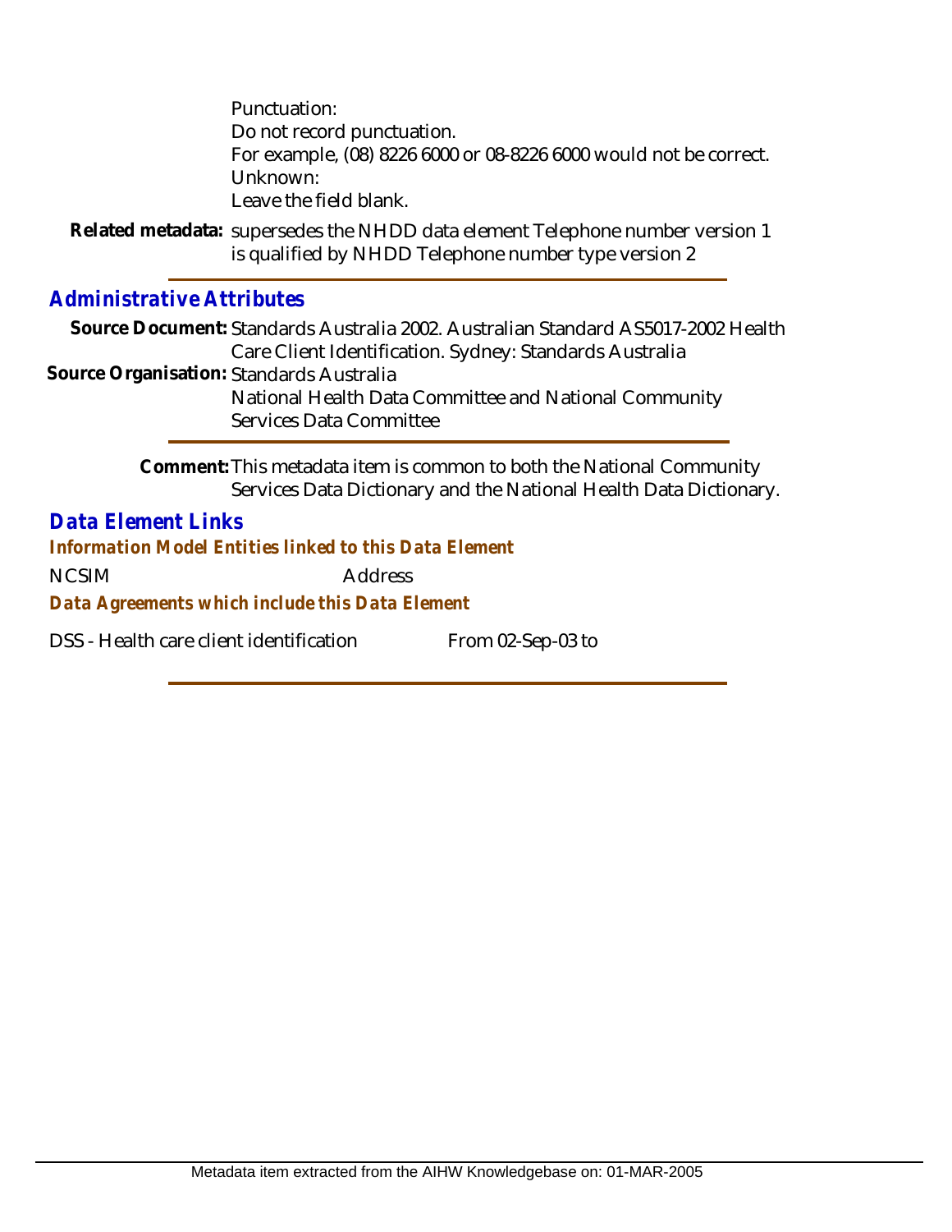Punctuation:
Do not record punctuation.
For example, (08) 8226 6000 or 08-8226 6000 would not be correct.
Unknown:
Leave the field blank.

**Related metadata:** supersedes the NHDD data element Telephone number version 1
is qualified by NHDD Telephone number type version 2

## Administrative Attributes

**Source Document:** Standards Australia 2002. Australian Standard AS5017-2002 Health Care Client Identification. Sydney: Standards Australia

**Source Organisation:** Standards Australia
National Health Data Committee and National Community Services Data Committee

**Comment:** This metadata item is common to both the National Community Services Data Dictionary and the National Health Data Dictionary.

## Data Element Links

### Information Model Entities linked to this Data Element

NCSIM Address

### Data Agreements which include this Data Element

DSS - Health care client identification From 02-Sep-03 to

Metadata item extracted from the AIHW Knowledgebase on: 01-MAR-2005